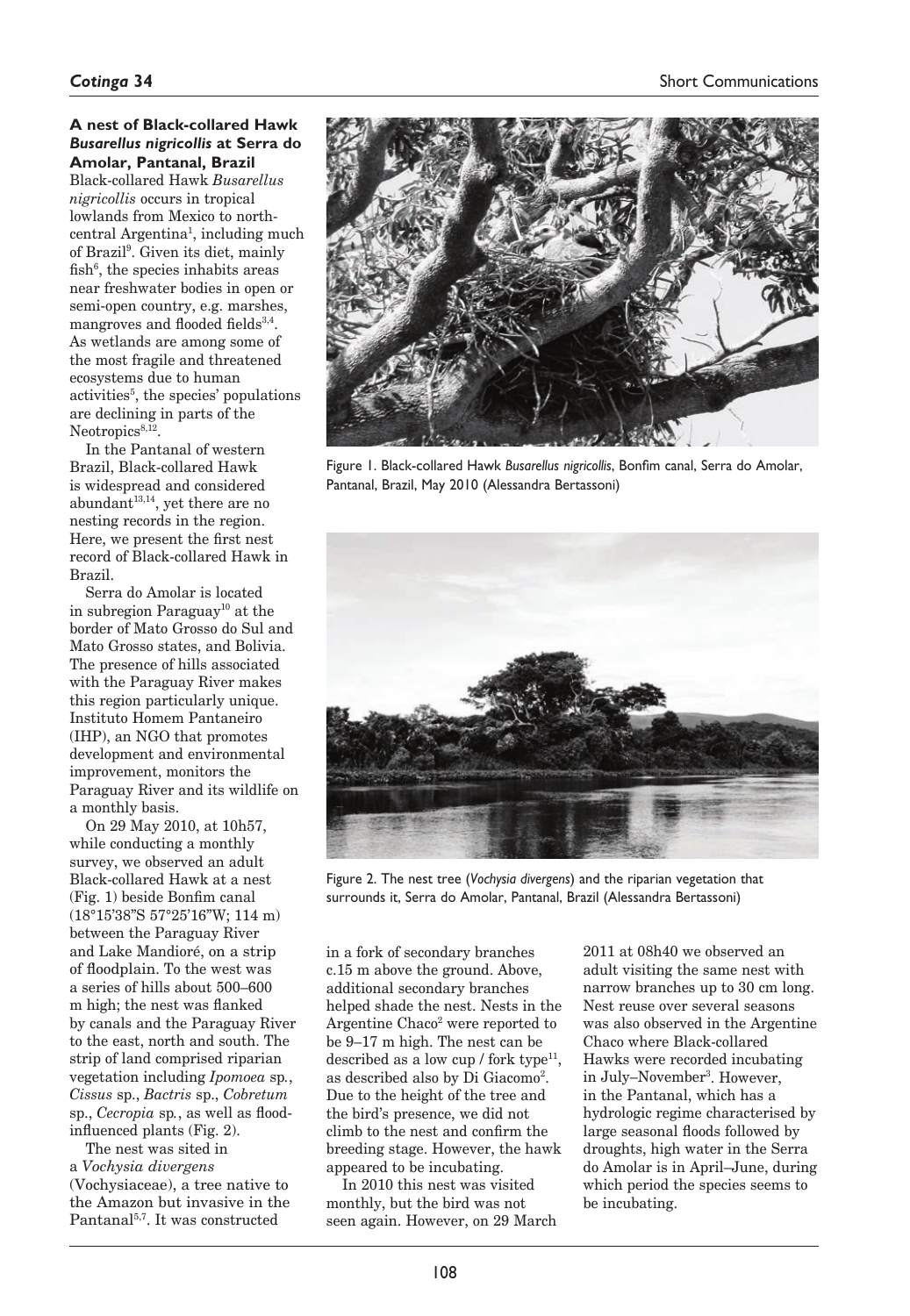## A nest of Black-collared Hawk *Busarellus nigricollis* at Serra do Amolar, Pantanal, Brazil

Black-collared Hawk *Busarellus nigricollis* occurs in tropical lowlands from Mexico to north-central Argentina[1], including much of Brazil[9]. Given its diet, mainly fish[6], the species inhabits areas near freshwater bodies in open or semi-open country, e.g. marshes, mangroves and flooded fields[3,4]. As wetlands are among some of the most fragile and threatened ecosystems due to human activities[5], the species' populations are declining in parts of the Neotropics[8,12].

In the Pantanal of western Brazil, Black-collared Hawk is widespread and considered abundant[13,14], yet there are no nesting records in the region. Here, we present the first nest record of Black-collared Hawk in Brazil.

Serra do Amolar is located in subregion Paraguay[10] at the border of Mato Grosso do Sul and Mato Grosso states, and Bolivia. The presence of hills associated with the Paraguay River makes this region particularly unique. Instituto Homem Pantaneiro (IHP), an NGO that promotes development and environmental improvement, monitors the Paraguay River and its wildlife on a monthly basis.

On 29 May 2010, at 10h57, while conducting a monthly survey, we observed an adult Black-collared Hawk at a nest (Fig. 1) beside Bonfim canal (18°15'38"S 57°25'16"W; 114 m) between the Paraguay River and Lake Mandioré, on a strip of floodplain. To the west was a series of hills about 500–600 m high; the nest was flanked by canals and the Paraguay River to the east, north and south. The strip of land comprised riparian vegetation including *Ipomoea* sp., *Cissus* sp., *Bactris* sp., *Cobretum* sp., *Cecropia* sp., as well as flood-influenced plants (Fig. 2).

The nest was sited in a *Vochysia divergens* (Vochysiaceae), a tree native to the Amazon but invasive in the Pantanal[5,7]. It was constructed in a fork of secondary branches c.15 m above the ground. Above, additional secondary branches helped shade the nest. Nests in the Argentine Chaco[2] were reported to be 9–17 m high. The nest can be described as a low cup / fork type[11], as described also by Di Giacomo[2]. Due to the height of the tree and the bird's presence, we did not climb to the nest and confirm the breeding stage. However, the hawk appeared to be incubating.

In 2010 this nest was visited monthly, but the bird was not seen again. However, on 29 March 2011 at 08h40 we observed an adult visiting the same nest with narrow branches up to 30 cm long. Nest reuse over several seasons was also observed in the Argentine Chaco where Black-collared Hawks were recorded incubating in July–November[3]. However, in the Pantanal, which has a hydrologic regime characterised by large seasonal floods followed by droughts, high water in the Serra do Amolar is in April–June, during which period the species seems to be incubating.

Figure 1. Black-collared Hawk *Busarellus nigricollis*, Bonfim canal, Serra do Amolar, Pantanal, Brazil, May 2010 (Alessandra Bertassoni)

Figure 2. The nest tree (*Vochysia divergens*) and the riparian vegetation that surrounds it, Serra do Amolar, Pantanal, Brazil (Alessandra Bertassoni)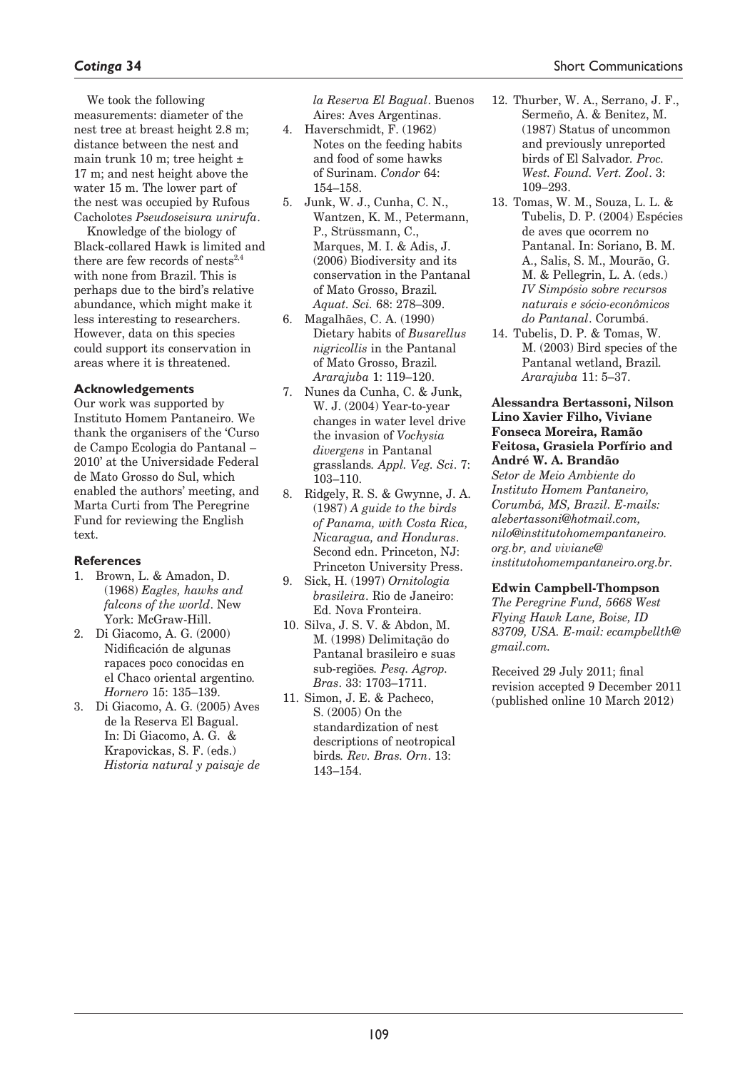We took the following measurements: diameter of the nest tree at breast height 2.8 m; distance between the nest and main trunk 10 m; tree height ± 17 m; and nest height above the water 15 m. The lower part of the nest was occupied by Rufous Cacholotes *Pseudoseisura unirufa*.

Knowledge of the biology of Black-collared Hawk is limited and there are few records of nests[2,4] with none from Brazil. This is perhaps due to the bird's relative abundance, which might make it less interesting to researchers. However, data on this species could support its conservation in areas where it is threatened.

#### Acknowledgements

Our work was supported by Instituto Homem Pantaneiro. We thank the organisers of the 'Curso de Campo Ecologia do Pantanal – 2010' at the Universidade Federal de Mato Grosso do Sul, which enabled the authors' meeting, and Marta Curti from The Peregrine Fund for reviewing the English text.

#### References

1. Brown, L. & Amadon, D. (1968) *Eagles, hawks and falcons of the world*. New York: McGraw-Hill.
2. Di Giacomo, A. G. (2000) Nidificación de algunas rapaces poco conocidas en el Chaco oriental argentino. *Hornero* 15: 135–139.
3. Di Giacomo, A. G. (2005) Aves de la Reserva El Bagual. In: Di Giacomo, A. G. & Krapovickas, S. F. (eds.) *Historia natural y paisaje de la Reserva El Bagual*. Buenos Aires: Aves Argentinas.
4. Haverschmidt, F. (1962) Notes on the feeding habits and food of some hawks of Surinam. *Condor* 64: 154–158.
5. Junk, W. J., Cunha, C. N., Wantzen, K. M., Petermann, P., Strüssmann, C., Marques, M. I. & Adis, J. (2006) Biodiversity and its conservation in the Pantanal of Mato Grosso, Brazil. *Aquat. Sci.* 68: 278–309.
6. Magalhães, C. A. (1990) Dietary habits of *Busarellus nigricollis* in the Pantanal of Mato Grosso, Brazil. *Ararajuba* 1: 119–120.
7. Nunes da Cunha, C. & Junk, W. J. (2004) Year-to-year changes in water level drive the invasion of *Vochysia divergens* in Pantanal grasslands. *Appl. Veg. Sci*. 7: 103–110.
8. Ridgely, R. S. & Gwynne, J. A. (1987) *A guide to the birds of Panama, with Costa Rica, Nicaragua, and Honduras*. Second edn. Princeton, NJ: Princeton University Press.
9. Sick, H. (1997) *Ornitologia brasileira*. Rio de Janeiro: Ed. Nova Fronteira.
10. Silva, J. S. V. & Abdon, M. M. (1998) Delimitação do Pantanal brasileiro e suas sub-regiões. *Pesq. Agrop. Bras*. 33: 1703–1711.
11. Simon, J. E. & Pacheco, S. (2005) On the standardization of nest descriptions of neotropical birds. *Rev. Bras. Orn*. 13: 143–154.
12. Thurber, W. A., Serrano, J. F., Sermeño, A. & Benitez, M. (1987) Status of uncommon and previously unreported birds of El Salvador. *Proc. West. Found. Vert. Zool*. 3: 109–293.
13. Tomas, W. M., Souza, L. L. & Tubelis, D. P. (2004) Espécies de aves que ocorrem no Pantanal. In: Soriano, B. M. A., Salis, S. M., Mourão, G. M. & Pellegrin, L. A. (eds.) *IV Simpósio sobre recursos naturais e sócio-econômicos do Pantanal*. Corumbá.
14. Tubelis, D. P. & Tomas, W. M. (2003) Bird species of the Pantanal wetland, Brazil. *Ararajuba* 11: 5–37.

**Alessandra Bertassoni, Nilson Lino Xavier Filho, Viviane Fonseca Moreira, Ramão Feitosa, Grasiela Porfírio and André W. A. Brandão**
*Setor de Meio Ambiente do Instituto Homem Pantaneiro, Corumbá, MS, Brazil. E-mails: alebertassoni@hotmail.com, nilo@institutohomempantaneiro.org.br, and viviane@institutohomempantaneiro.org.br.*

**Edwin Campbell-Thompson**
*The Peregrine Fund, 5668 West Flying Hawk Lane, Boise, ID 83709, USA. E-mail: ecampbellth@gmail.com.*

Received 29 July 2011; final revision accepted 9 December 2011 (published online 10 March 2012)